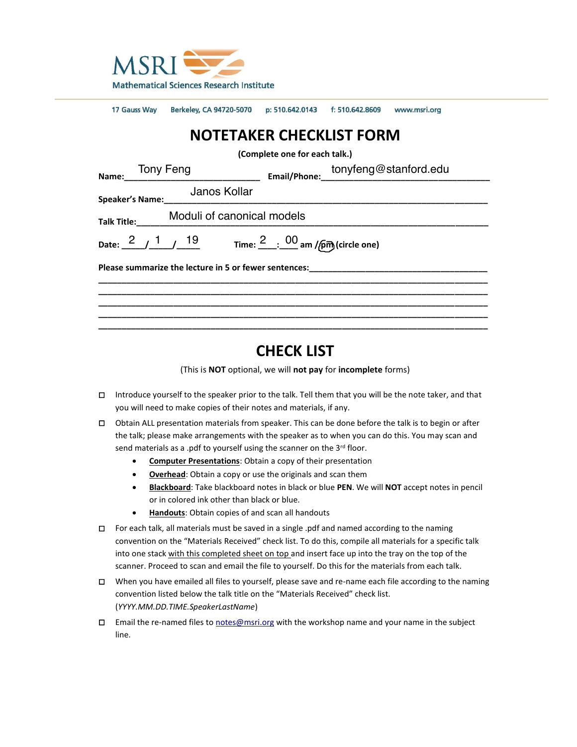MSRI
Mathematical Sciences Research Institute

17 Gauss Way Berkeley, CA 94720-5070 p: 510.642.0143 f: 510.642.8609 www.msri.org

# NOTETAKER CHECKLIST FORM

**(Complete one for each talk.)**

**Name:** Tony Feng **Email/Phone:** tonyfeng@stanford.edu

**Speaker's Name:** Janos Kollar

**Talk Title:** Moduli of canonical models

**Date:** 2 / 1 / 19 **Time:** 2 : 00 am / pm (circle one) — pm circled

**Please summarize the lecture in 5 or fewer sentences:**

## CHECK LIST

(This is **NOT** optional, we will **not pay** for **incomplete** forms)

- ☐ Introduce yourself to the speaker prior to the talk. Tell them that you will be the note taker, and that you will need to make copies of their notes and materials, if any.
- ☐ Obtain ALL presentation materials from speaker. This can be done before the talk is to begin or after the talk; please make arrangements with the speaker as to when you can do this. You may scan and send materials as a .pdf to yourself using the scanner on the 3rd floor.
  - **Computer Presentations**: Obtain a copy of their presentation
  - **Overhead**: Obtain a copy or use the originals and scan them
  - **Blackboard**: Take blackboard notes in black or blue **PEN**. We will **NOT** accept notes in pencil or in colored ink other than black or blue.
  - **Handouts**: Obtain copies of and scan all handouts
- ☐ For each talk, all materials must be saved in a single .pdf and named according to the naming convention on the "Materials Received" check list. To do this, compile all materials for a specific talk into one stack with this completed sheet on top and insert face up into the tray on the top of the scanner. Proceed to scan and email the file to yourself. Do this for the materials from each talk.
- ☐ When you have emailed all files to yourself, please save and re-name each file according to the naming convention listed below the talk title on the "Materials Received" check list. (*YYYY.MM.DD.TIME.SpeakerLastName*)
- ☐ Email the re-named files to notes@msri.org with the workshop name and your name in the subject line.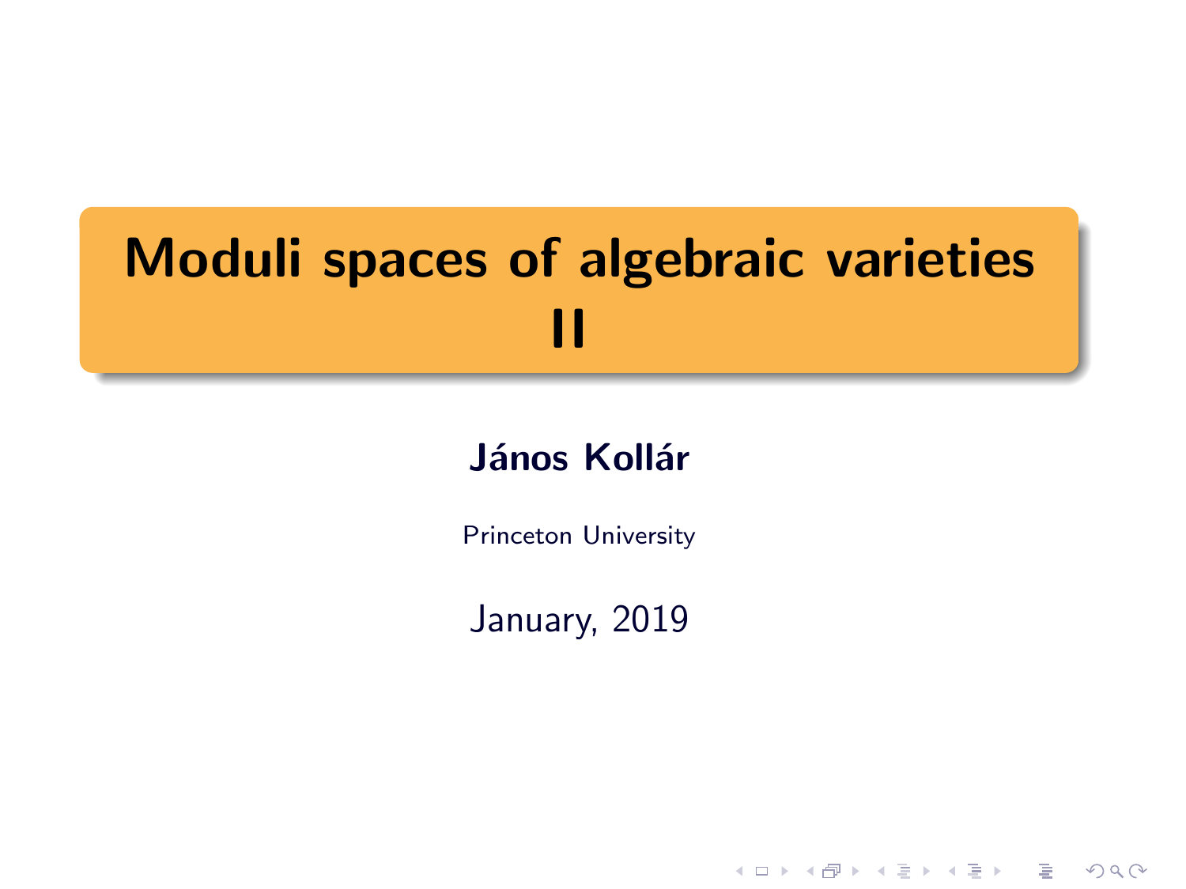# Moduli spaces of algebraic varieties II

**János Kollár**

Princeton University

January, 2019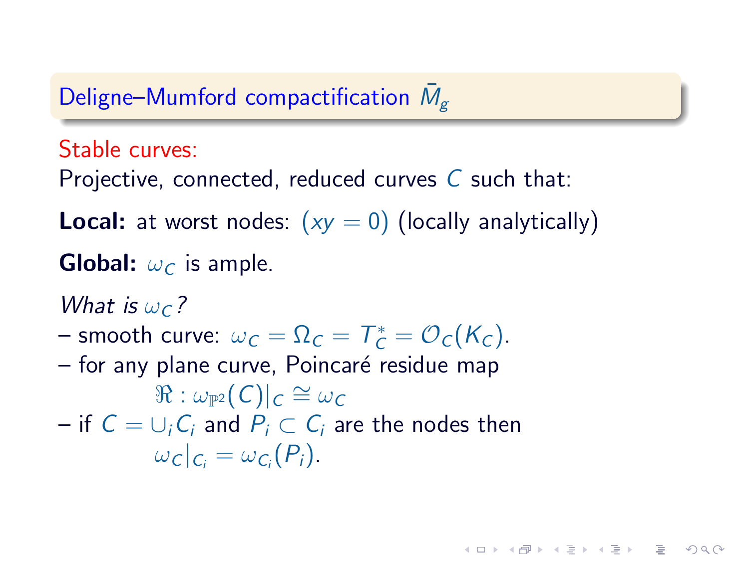## Deligne–Mumford compactification $\bar{M}_g$

Stable curves:

Projective, connected, reduced curves $C$ such that:

**Local:** at worst nodes: $(xy = 0)$ (locally analytically)

**Global:** $\omega_C$ is ample.

*What is $\omega_C$?*

– smooth curve: $\omega_C = \Omega_C = T_C^* = \mathcal{O}_C(K_C)$.

– for any plane curve, Poincaré residue map

$$\mathfrak{R} : \omega_{\mathbb{P}^2}(C)|_C \cong \omega_C$$

– if $C = \cup_i C_i$ and $P_i \subset C_i$ are the nodes then

$$\omega_C|_{C_i} = \omega_{C_i}(P_i).$$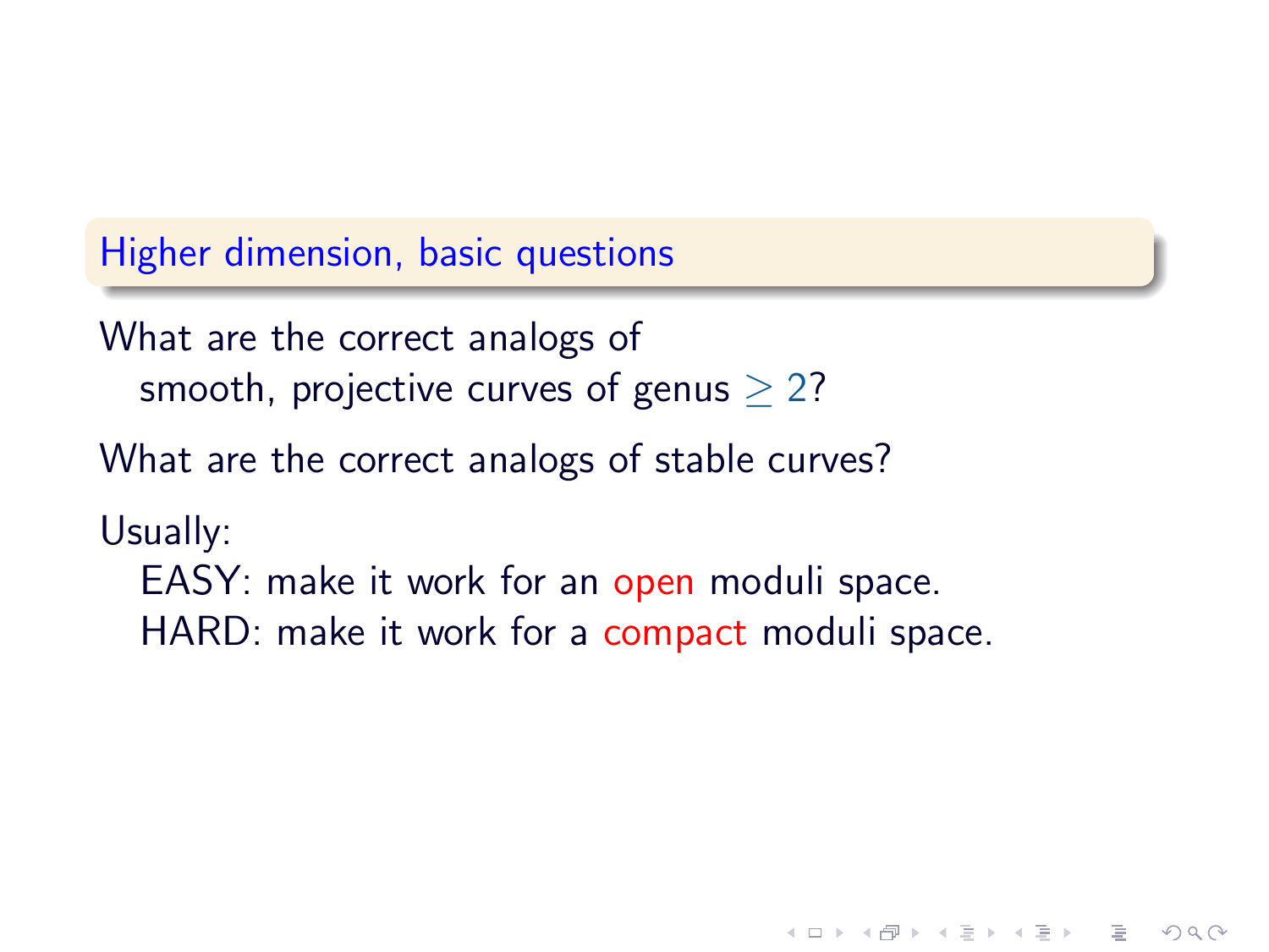## Higher dimension, basic questions

What are the correct analogs of
smooth, projective curves of genus $\geq 2$?

What are the correct analogs of stable curves?

Usually:
EASY: make it work for an open moduli space.
HARD: make it work for a compact moduli space.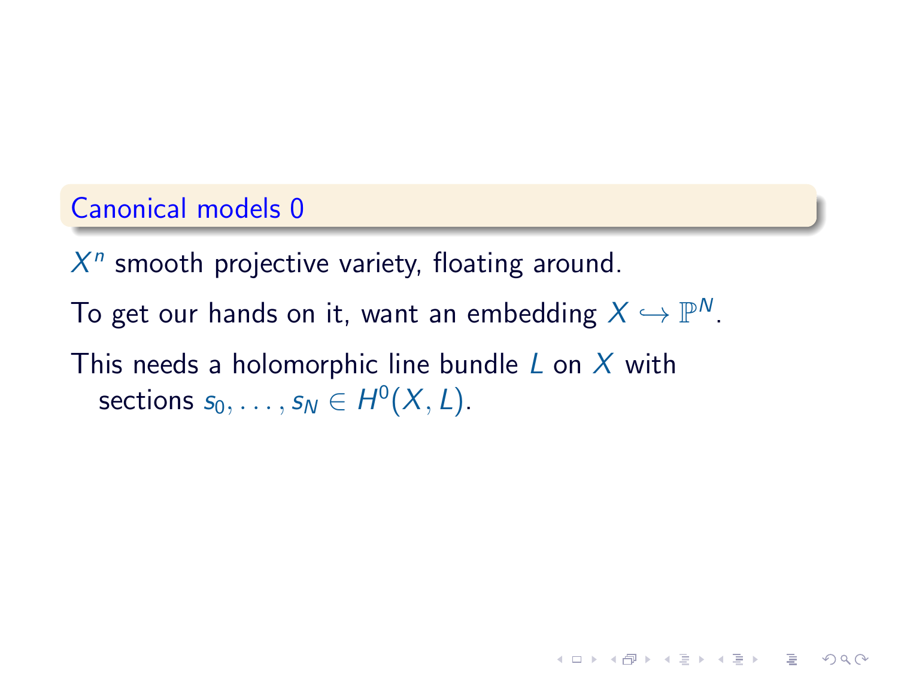## Canonical models 0

$X^n$ smooth projective variety, floating around.

To get our hands on it, want an embedding $X \hookrightarrow \mathbb{P}^N$.

This needs a holomorphic line bundle $L$ on $X$ with sections $s_0, \ldots, s_N \in H^0(X, L)$.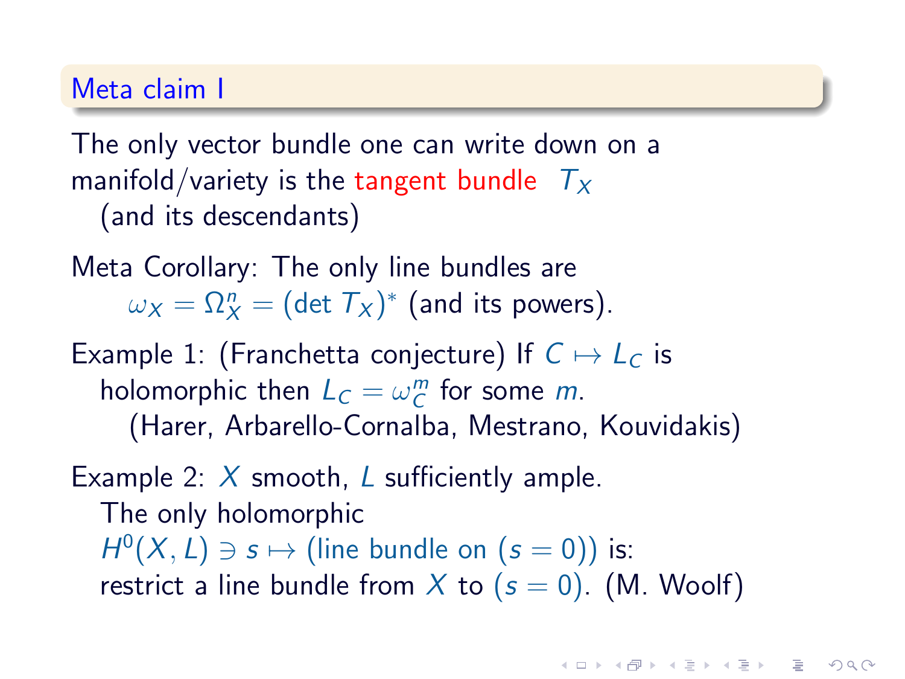## Meta claim I

The only vector bundle one can write down on a manifold/variety is the tangent bundle $T_X$
(and its descendants)

Meta Corollary: The only line bundles are
$\omega_X = \Omega_X^n = (\det T_X)^*$ (and its powers).

Example 1: (Franchetta conjecture) If $C \mapsto L_C$ is holomorphic then $L_C = \omega_C^m$ for some $m$.
(Harer, Arbarello-Cornalba, Mestrano, Kouvidakis)

Example 2: $X$ smooth, $L$ sufficiently ample.
The only holomorphic
$H^0(X, L) \ni s \mapsto (\text{line bundle on } (s = 0))$ is:
restrict a line bundle from $X$ to $(s = 0)$. (M. Woolf)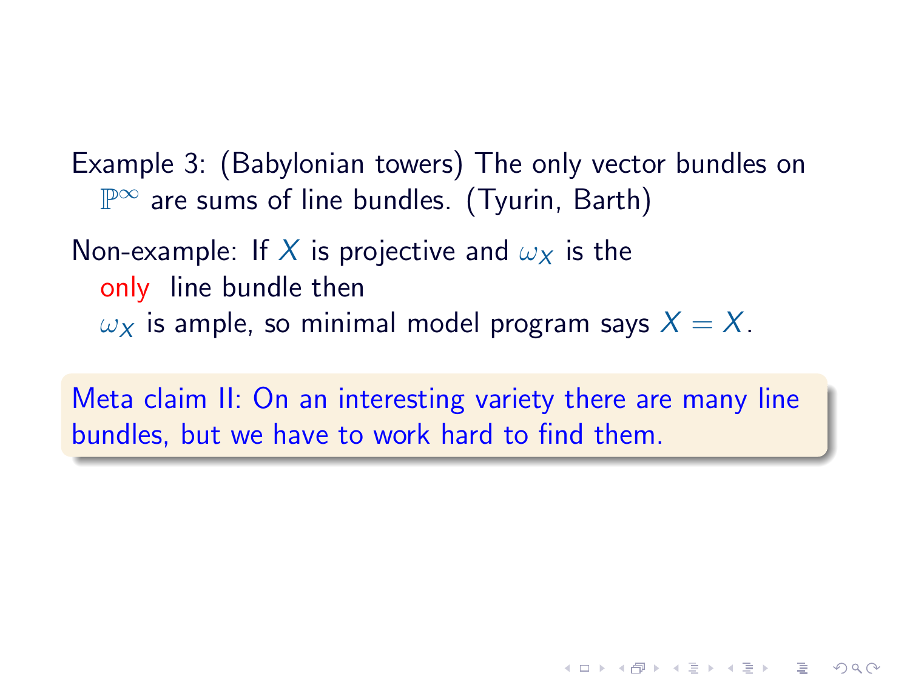Example 3: (Babylonian towers) The only vector bundles on $\mathbb{P}^\infty$ are sums of line bundles. (Tyurin, Barth)

Non-example: If $X$ is projective and $\omega_X$ is the only line bundle then $\omega_X$ is ample, so minimal model program says $X = X$.

> Meta claim II: On an interesting variety there are many line bundles, but we have to work hard to find them.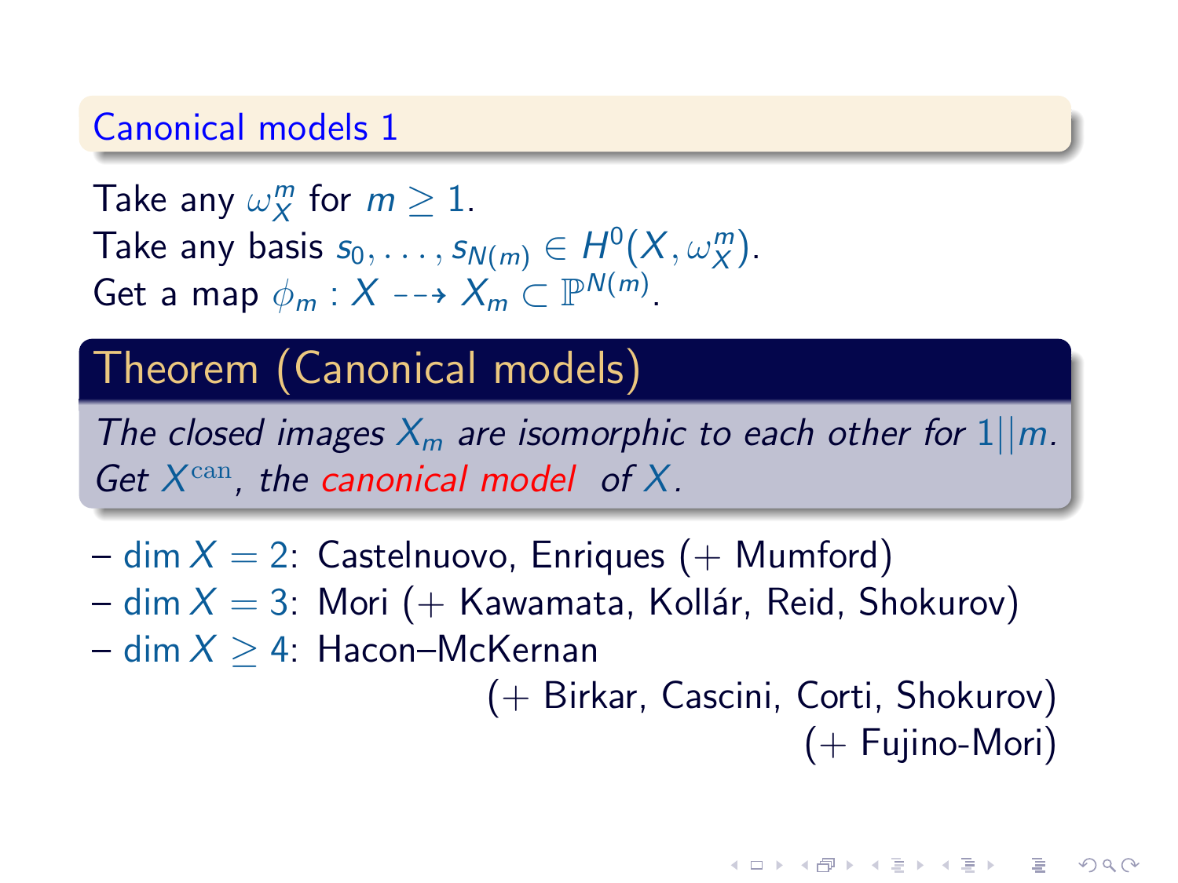## Canonical models 1

Take any $\omega_X^m$ for $m \geq 1$.
Take any basis $s_0, \ldots, s_{N(m)} \in H^0(X, \omega_X^m)$.
Get a map $\phi_m : X \dashrightarrow X_m \subset \mathbb{P}^{N(m)}$.

### Theorem (Canonical models)

*The closed images $X_m$ are isomorphic to each other for $1 || m$. Get $X^{\mathrm{can}}$, the canonical model of $X$.*

– $\dim X = 2$: Castelnuovo, Enriques (+ Mumford)
– $\dim X = 3$: Mori (+ Kawamata, Kollár, Reid, Shokurov)
– $\dim X \geq 4$: Hacon–McKernan
(+ Birkar, Cascini, Corti, Shokurov)
(+ Fujino-Mori)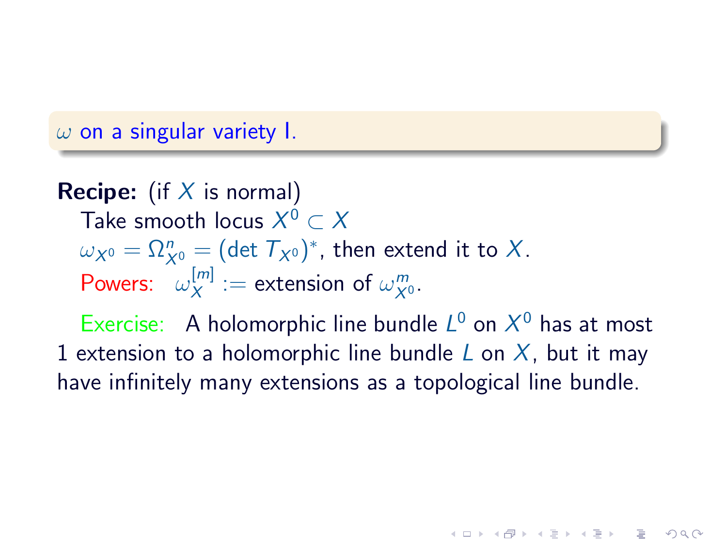## $\omega$ on a singular variety I.

**Recipe:** (if $X$ is normal)

Take smooth locus $X^0 \subset X$

$\omega_{X^0} = \Omega^n_{X^0} = (\det T_{X^0})^*$, then extend it to $X$.

Powers: $\omega_X^{[m]} :=$ extension of $\omega_{X^0}^m$.

Exercise: A holomorphic line bundle $L^0$ on $X^0$ has at most 1 extension to a holomorphic line bundle $L$ on $X$, but it may have infinitely many extensions as a topological line bundle.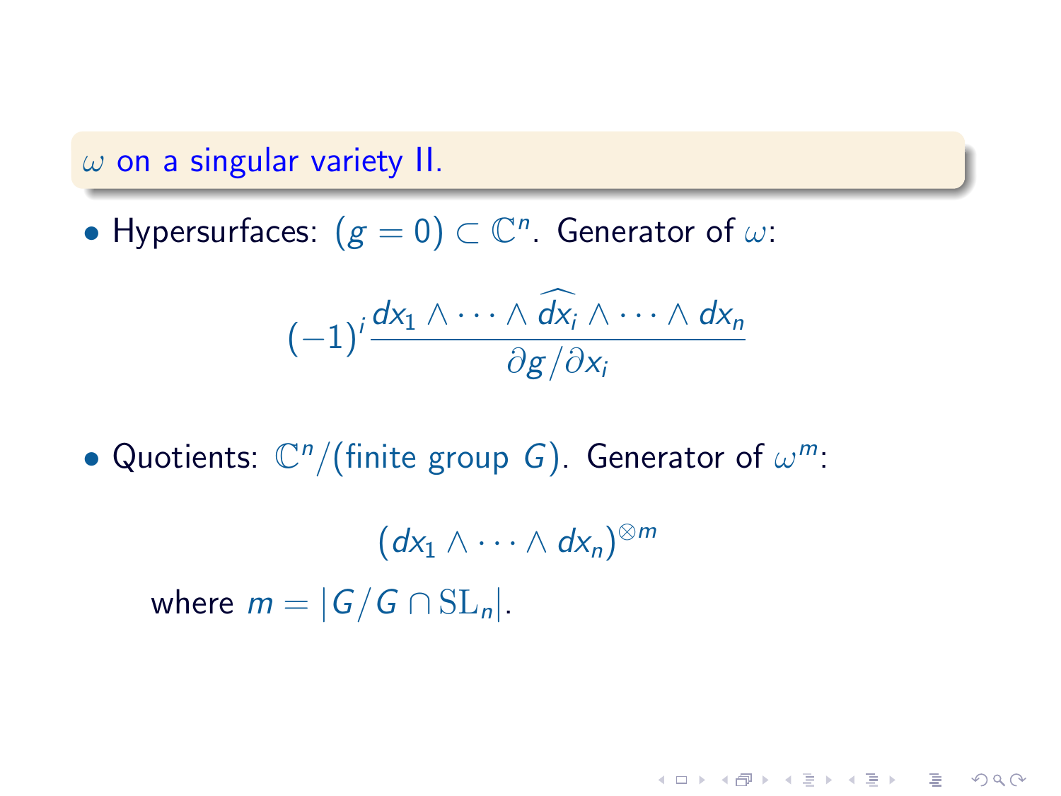## $\omega$ on a singular variety II.

- Hypersurfaces: $(g = 0) \subset \mathbb{C}^n$. Generator of $\omega$:

$$(-1)^i \frac{dx_1 \wedge \cdots \wedge \widehat{dx_i} \wedge \cdots \wedge dx_n}{\partial g / \partial x_i}$$

- Quotients: $\mathbb{C}^n/(\text{finite group } G)$. Generator of $\omega^m$:

$$(dx_1 \wedge \cdots \wedge dx_n)^{\otimes m}$$

where $m = |G/G \cap \mathrm{SL}_n|$.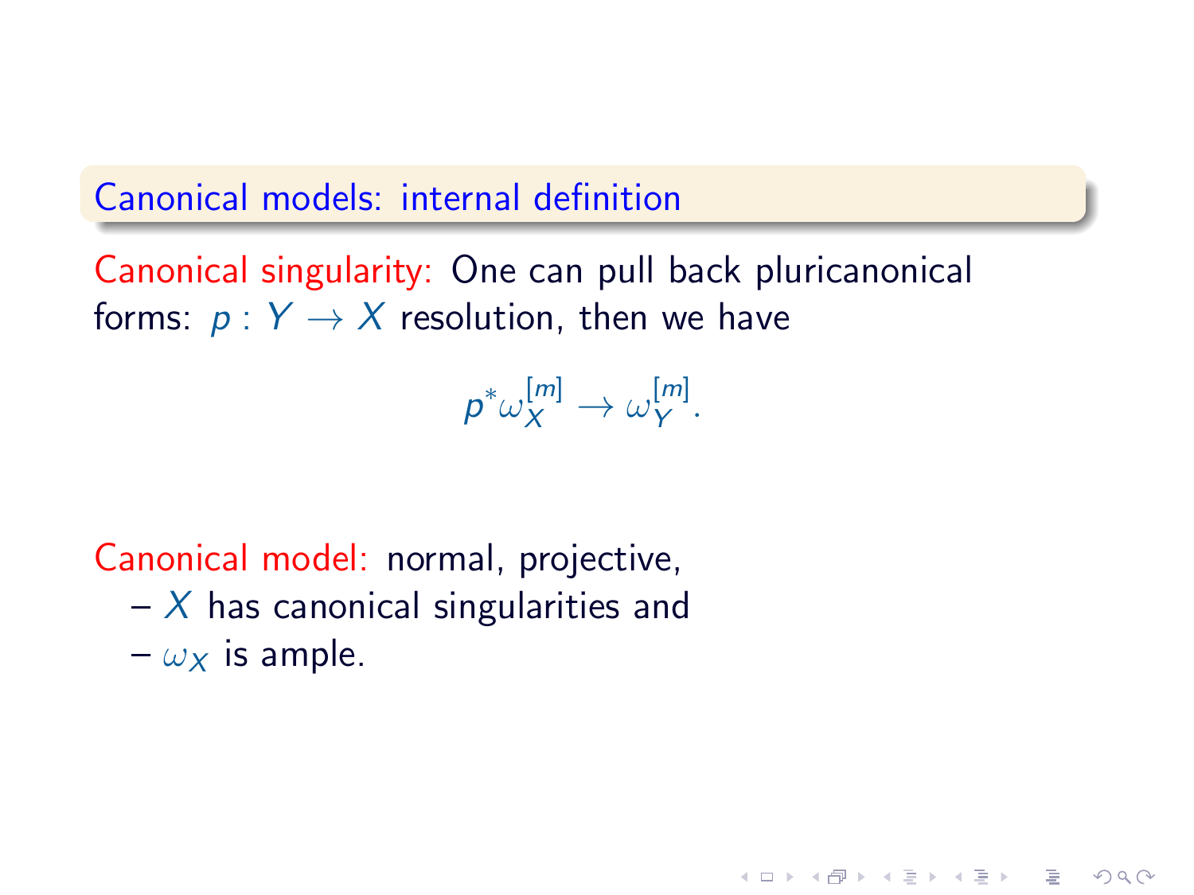## Canonical models: internal definition

Canonical singularity: One can pull back pluricanonical forms: $p : Y \to X$ resolution, then we have

$$p^*\omega_X^{[m]} \to \omega_Y^{[m]}.$$

Canonical model: normal, projective,

- $X$ has canonical singularities and
- $\omega_X$ is ample.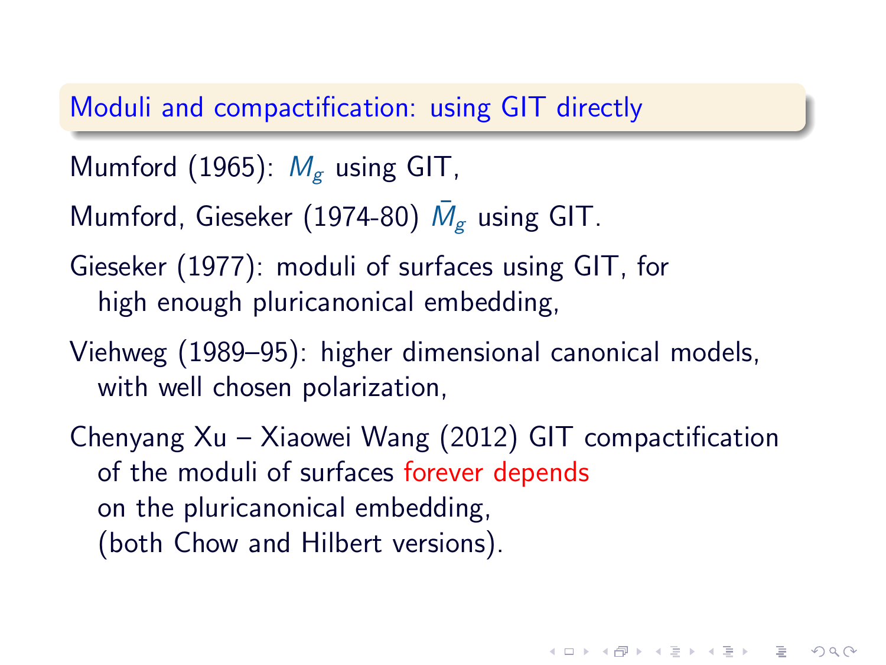## Moduli and compactification: using GIT directly

Mumford (1965): $M_g$ using GIT,

Mumford, Gieseker (1974-80) $\bar{M}_g$ using GIT.

Gieseker (1977): moduli of surfaces using GIT, for high enough pluricanonical embedding,

Viehweg (1989–95): higher dimensional canonical models, with well chosen polarization,

Chenyang Xu – Xiaowei Wang (2012) GIT compactification of the moduli of surfaces forever depends on the pluricanonical embedding, (both Chow and Hilbert versions).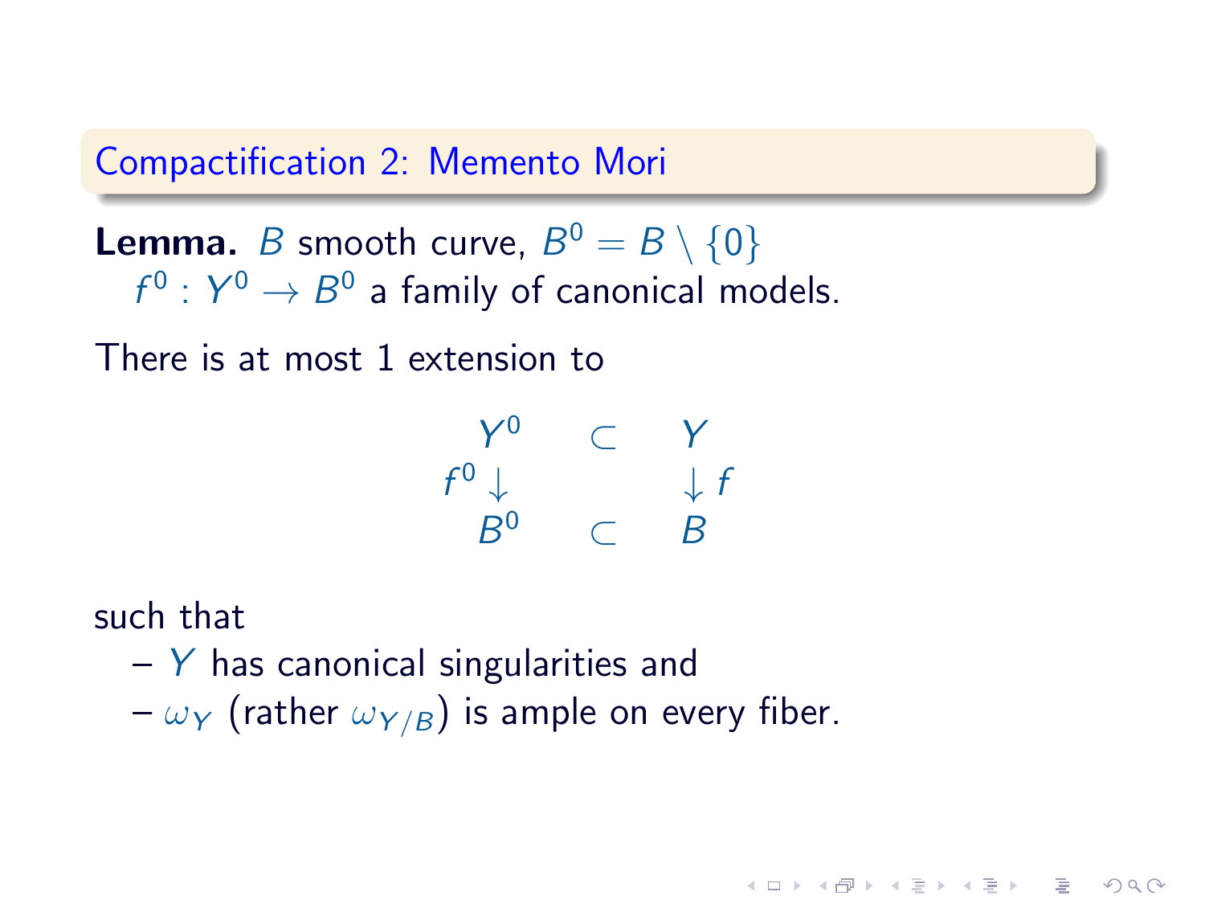## Compactification 2: Memento Mori

**Lemma.** $B$ smooth curve, $B^0 = B \setminus \{0\}$
$f^0 : Y^0 \to B^0$ a family of canonical models.

There is at most 1 extension to

$$
\begin{array}{ccc}
Y^0 & \subset & Y \\
f^0 \downarrow & & \downarrow f \\
B^0 & \subset & B
\end{array}
$$

such that

– $Y$ has canonical singularities and
– $\omega_Y$ (rather $\omega_{Y/B}$) is ample on every fiber.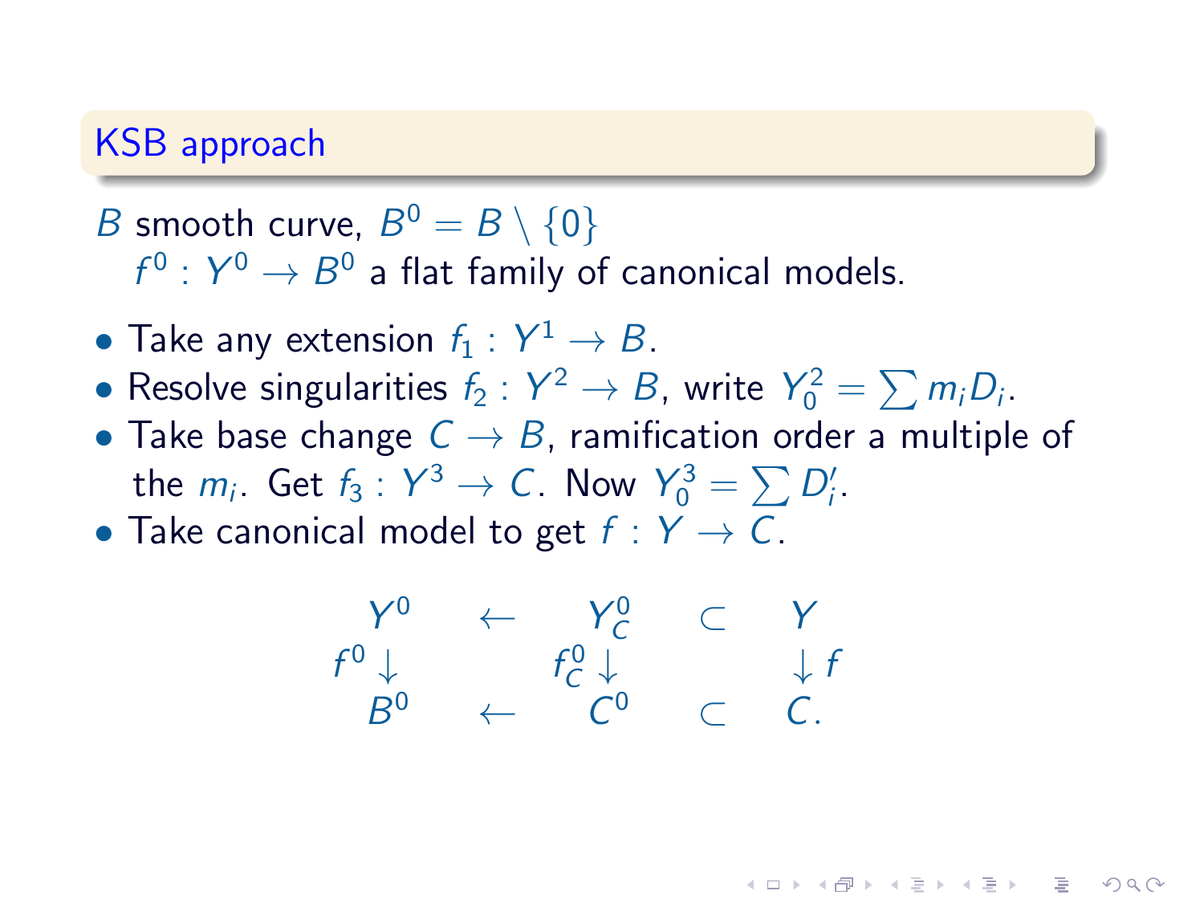## KSB approach

$B$ smooth curve, $B^0 = B \setminus \{0\}$
$f^0 : Y^0 \to B^0$ a flat family of canonical models.

- Take any extension $f_1 : Y^1 \to B$.
- Resolve singularities $f_2 : Y^2 \to B$, write $Y_0^2 = \sum m_i D_i$.
- Take base change $C \to B$, ramification order a multiple of the $m_i$. Get $f_3 : Y^3 \to C$. Now $Y_0^3 = \sum D_i'$.
- Take canonical model to get $f : Y \to C$.

$$
\begin{array}{ccccc}
Y^0 & \leftarrow & Y^0_C & \subset & Y \\
f^0 \downarrow & & f^0_C \downarrow & & \downarrow f \\
B^0 & \leftarrow & C^0 & \subset & C.
\end{array}
$$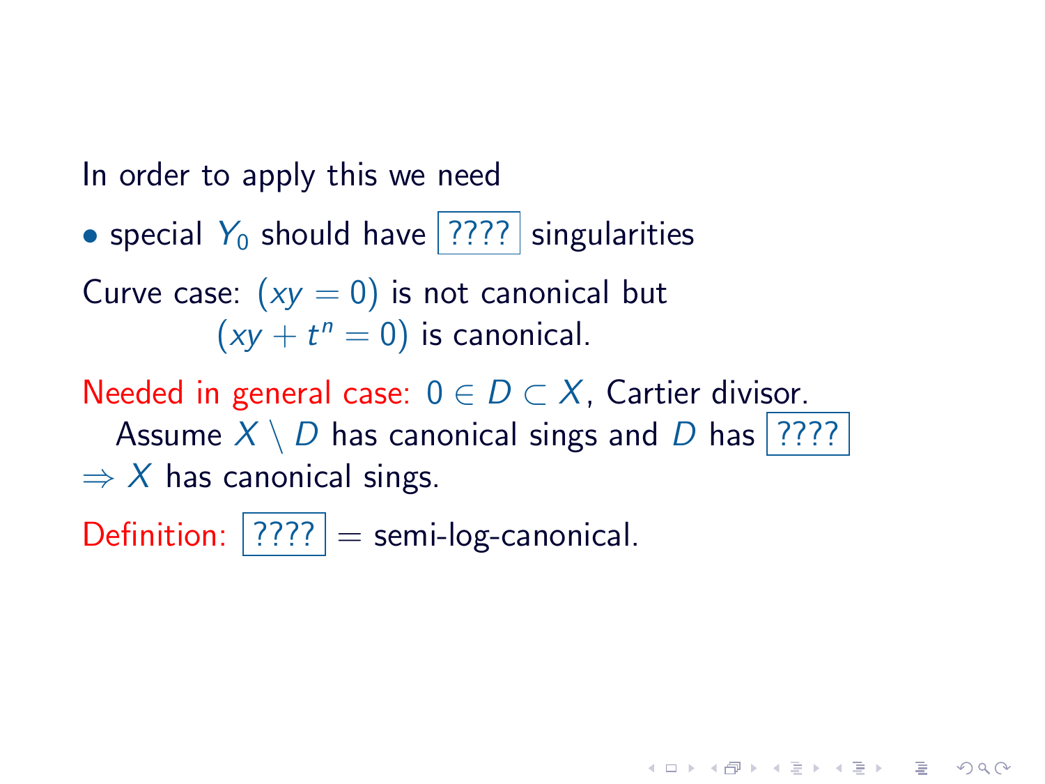In order to apply this we need

- special $Y_0$ should have ???? singularities

Curve case: $(xy = 0)$ is not canonical but
$(xy + t^n = 0)$ is canonical.

Needed in general case: $0 \in D \subset X$, Cartier divisor.
Assume $X \setminus D$ has canonical sings and $D$ has ????
$\Rightarrow X$ has canonical sings.

Definition: ???? = semi-log-canonical.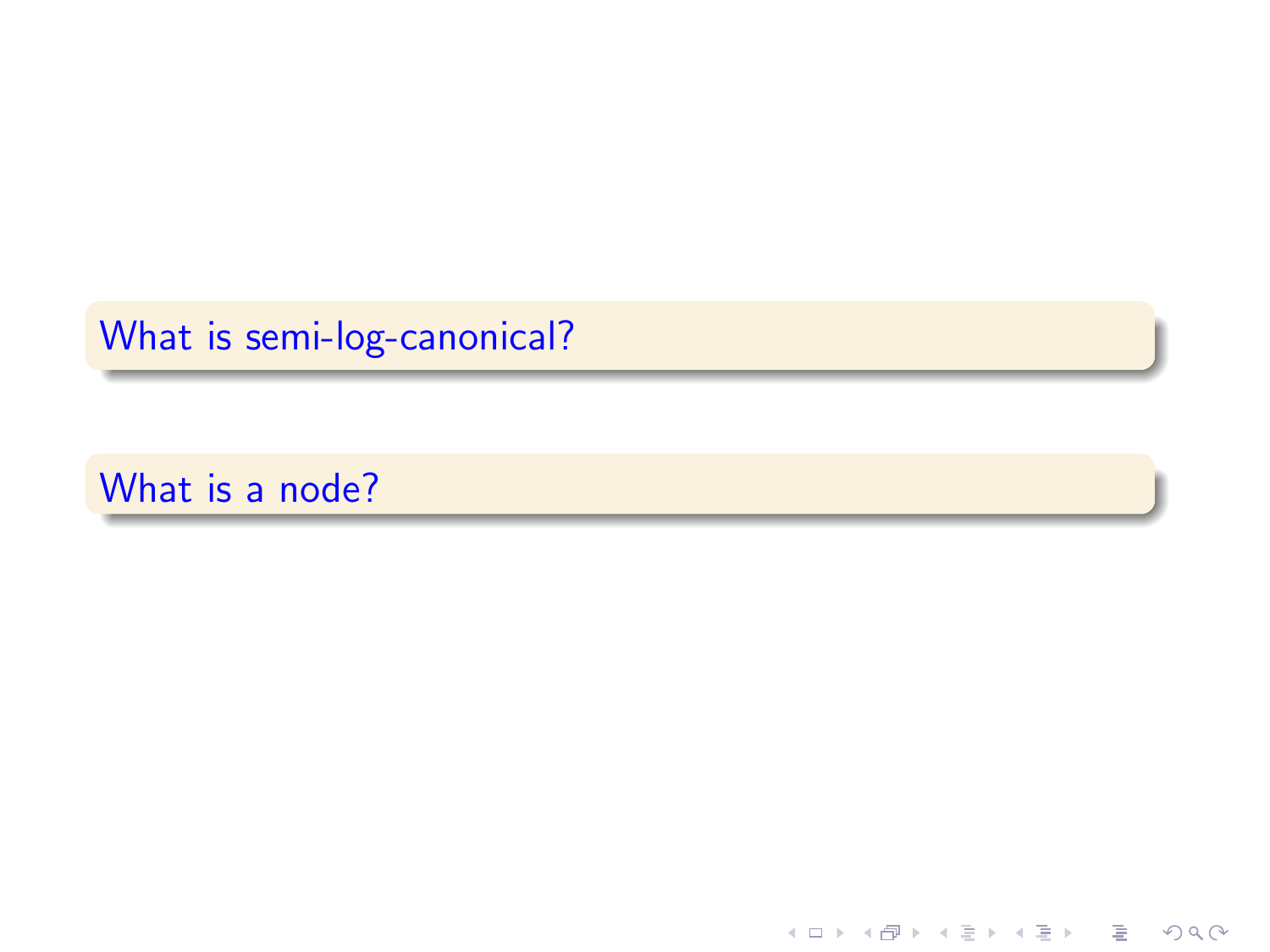**What is semi-log-canonical?**

**What is a node?**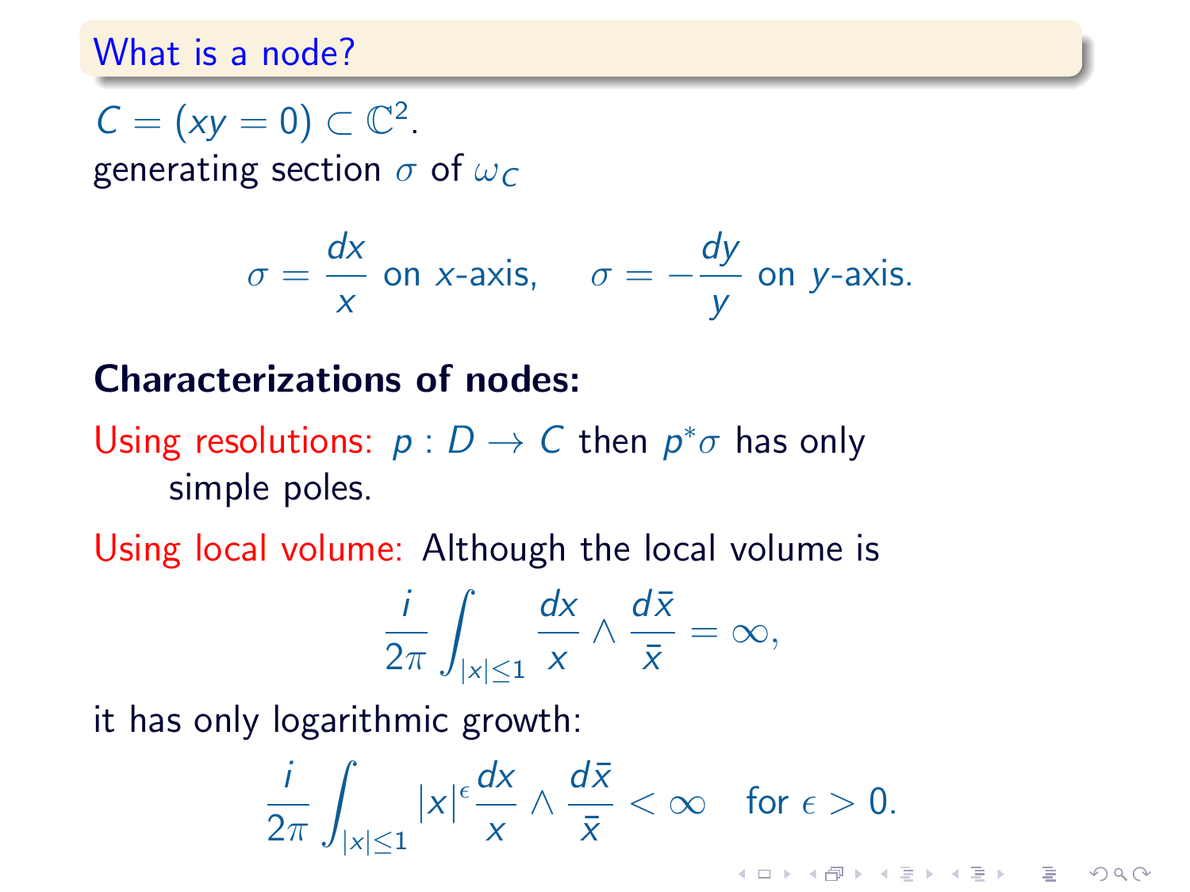## What is a node?

$C = (xy = 0) \subset \mathbb{C}^2$.
generating section $\sigma$ of $\omega_C$

$$\sigma = \frac{dx}{x} \text{ on } x\text{-axis}, \quad \sigma = -\frac{dy}{y} \text{ on } y\text{-axis}.$$

**Characterizations of nodes:**

Using resolutions: $p : D \to C$ then $p^*\sigma$ has only simple poles.

Using local volume: Although the local volume is

$$\frac{i}{2\pi} \int_{|x| \le 1} \frac{dx}{x} \wedge \frac{d\bar{x}}{\bar{x}} = \infty,$$

it has only logarithmic growth:

$$\frac{i}{2\pi} \int_{|x| \le 1} |x|^{\epsilon} \frac{dx}{x} \wedge \frac{d\bar{x}}{\bar{x}} < \infty \quad \text{for } \epsilon > 0.$$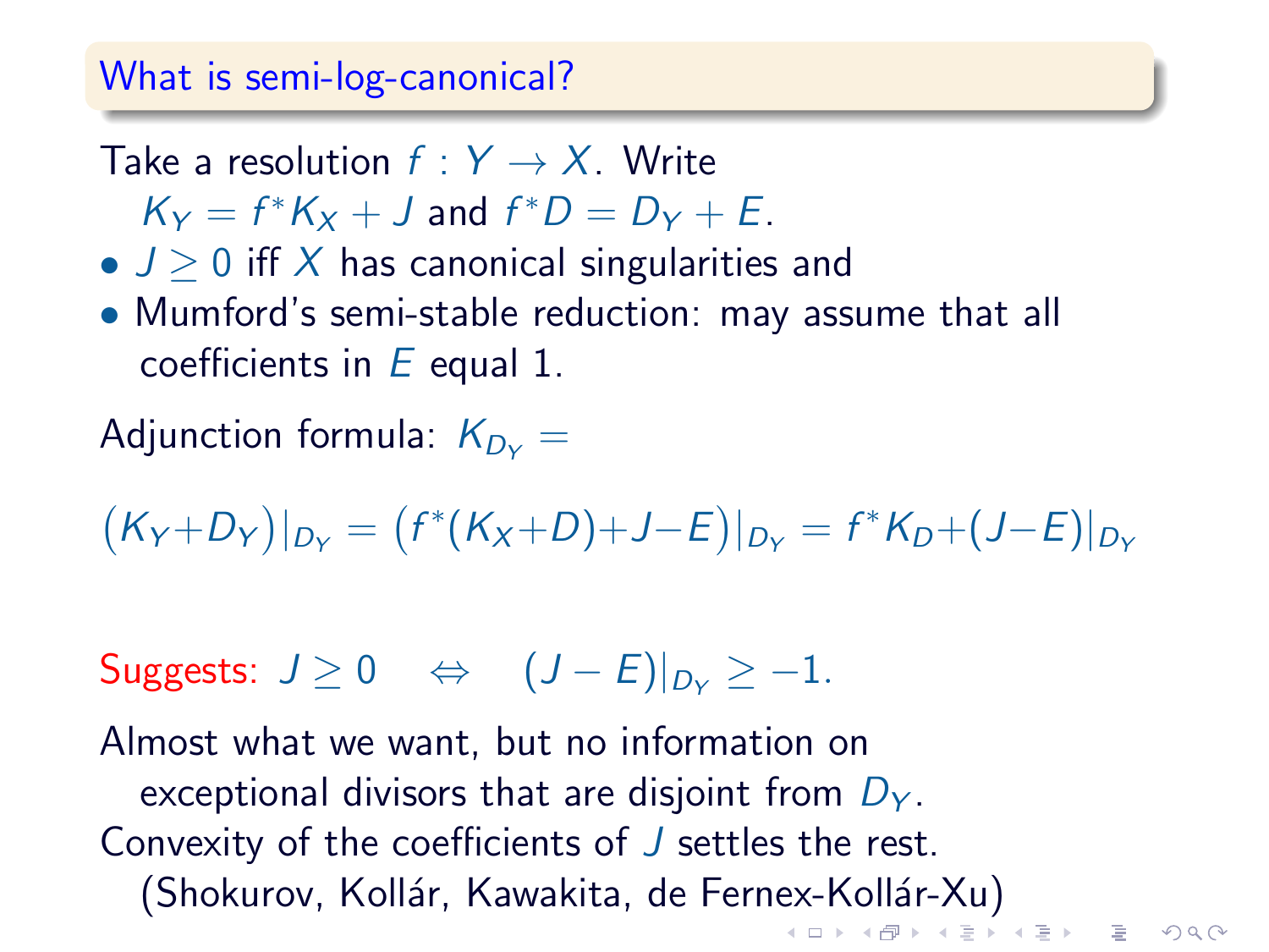## What is semi-log-canonical?

Take a resolution $f : Y \to X$. Write

$K_Y = f^*K_X + J$ and $f^*D = D_Y + E$.

- $J \geq 0$ iff $X$ has canonical singularities and
- Mumford's semi-stable reduction: may assume that all coefficients in $E$ equal 1.

Adjunction formula: $K_{D_Y} =$

$$\big(K_Y + D_Y\big)|_{D_Y} = \big(f^*(K_X + D) + J - E\big)|_{D_Y} = f^*K_D + (J - E)|_{D_Y}$$

Suggests: $J \geq 0 \quad \Leftrightarrow \quad (J - E)|_{D_Y} \geq -1.$

Almost what we want, but no information on exceptional divisors that are disjoint from $D_Y$.

Convexity of the coefficients of $J$ settles the rest. (Shokurov, Kollár, Kawakita, de Fernex-Kollár-Xu)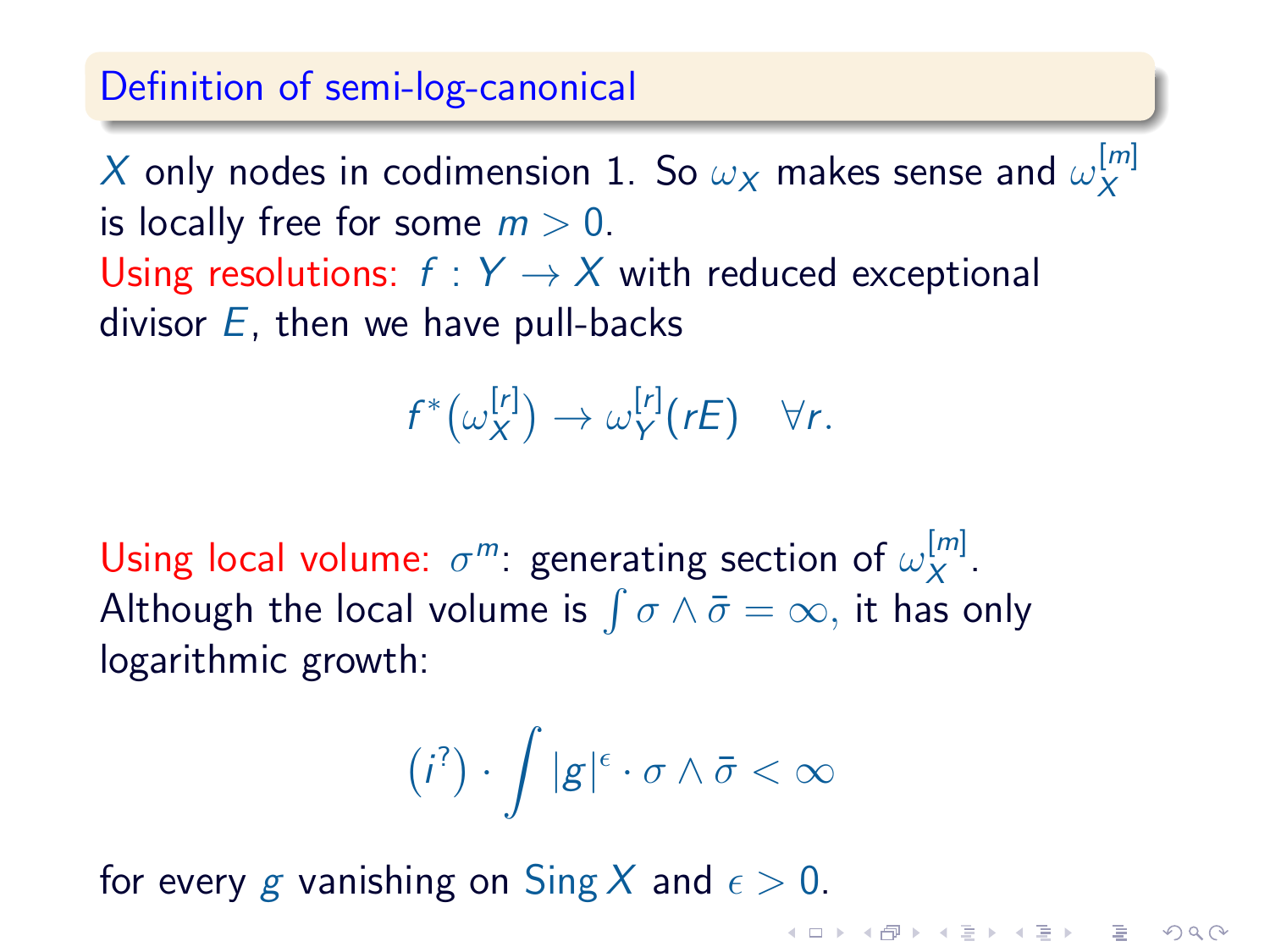## Definition of semi-log-canonical

$X$ only nodes in codimension 1. So $\omega_X$ makes sense and $\omega_X^{[m]}$ is locally free for some $m > 0$.

Using resolutions: $f : Y \to X$ with reduced exceptional divisor $E$, then we have pull-backs

$$f^*\big(\omega_X^{[r]}\big) \to \omega_Y^{[r]}(rE) \quad \forall r.$$

Using local volume: $\sigma^m$: generating section of $\omega_X^{[m]}$. Although the local volume is $\int \sigma \wedge \bar{\sigma} = \infty$, it has only logarithmic growth:

$$\big(i^?\big) \cdot \int |g|^\epsilon \cdot \sigma \wedge \bar{\sigma} < \infty$$

for every $g$ vanishing on $\operatorname{Sing} X$ and $\epsilon > 0$.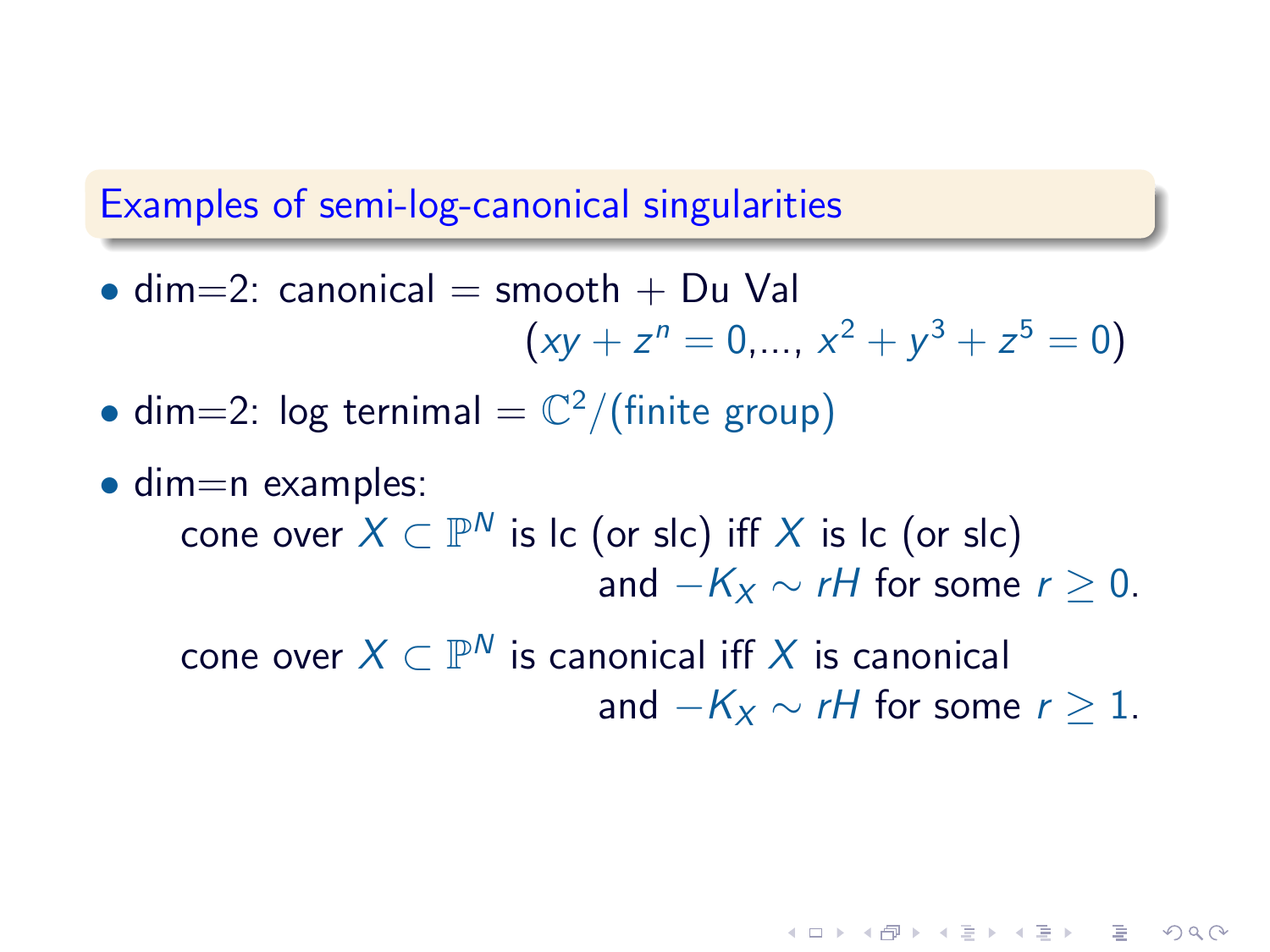## Examples of semi-log-canonical singularities

- dim=2: canonical = smooth + Du Val
  ($xy + z^n = 0$,..., $x^2 + y^3 + z^5 = 0$)
- dim=2: log ternimal = $\mathbb{C}^2$/(finite group)
- dim=n examples:
  cone over $X \subset \mathbb{P}^N$ is lc (or slc) iff $X$ is lc (or slc)
  and $-K_X \sim rH$ for some $r \geq 0$.

  cone over $X \subset \mathbb{P}^N$ is canonical iff $X$ is canonical
  and $-K_X \sim rH$ for some $r \geq 1$.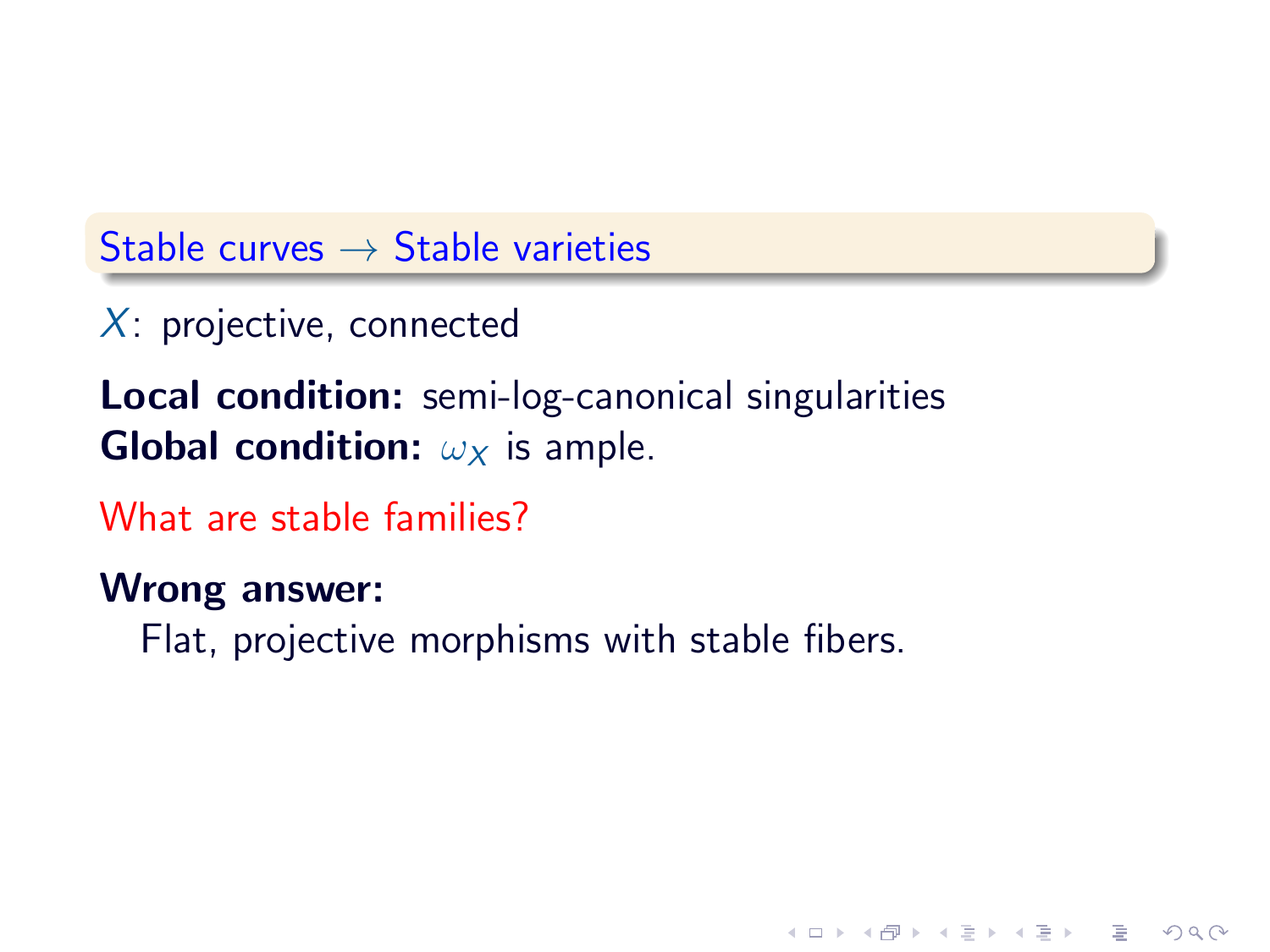## Stable curves $\rightarrow$ Stable varieties

$X$: projective, connected

**Local condition:** semi-log-canonical singularities
**Global condition:** $\omega_X$ is ample.

What are stable families?

**Wrong answer:**

Flat, projective morphisms with stable fibers.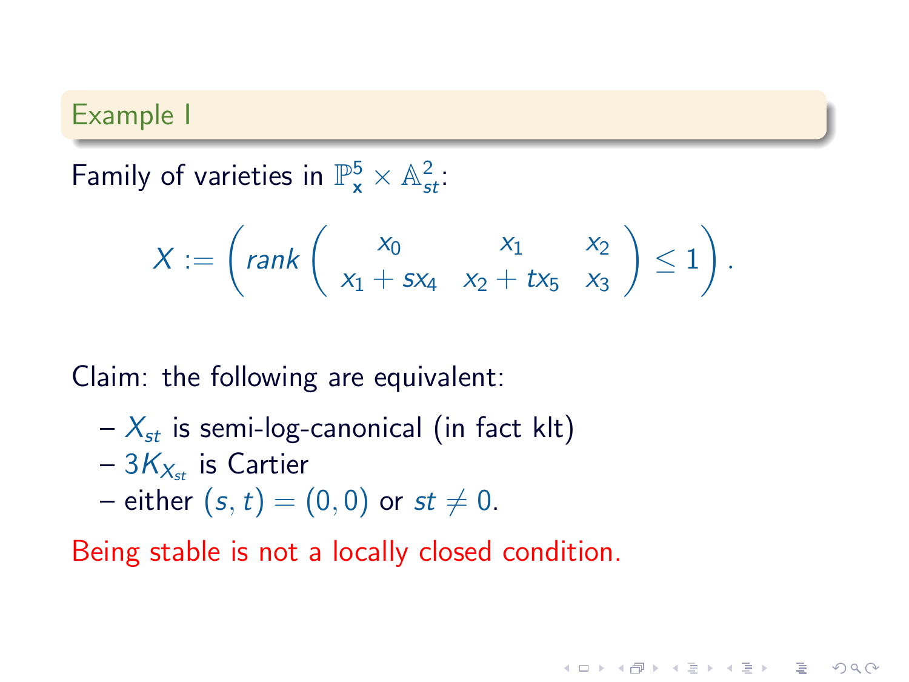## Example I

Family of varieties in $\mathbb{P}^5_{\mathbf{x}} \times \mathbb{A}^2_{st}$:

$$X := \left( rank \begin{pmatrix} x_0 & x_1 & x_2 \\ x_1 + sx_4 & x_2 + tx_5 & x_3 \end{pmatrix} \leq 1 \right).$$

Claim: the following are equivalent:

- $X_{st}$ is semi-log-canonical (in fact klt)
- $3K_{X_{st}}$ is Cartier
- either $(s,t) = (0,0)$ or $st \neq 0$.

Being stable is not a locally closed condition.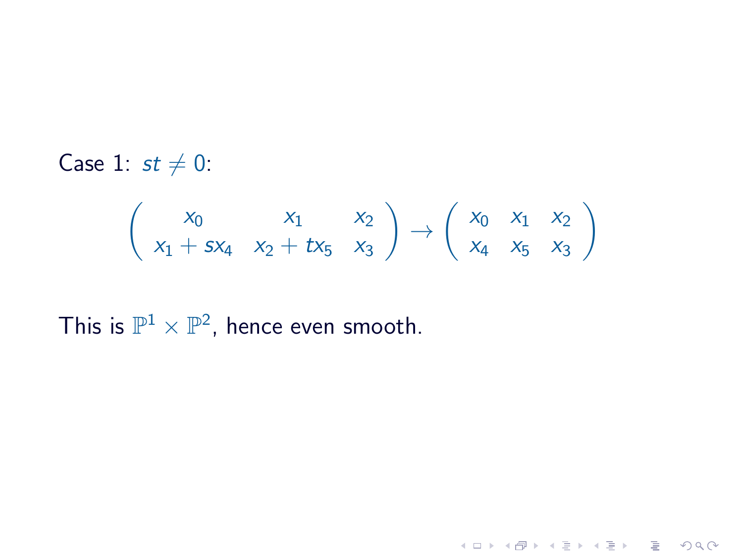Case 1: $st \neq 0$:

$$\begin{pmatrix} x_0 & x_1 & x_2 \\ x_1 + sx_4 & x_2 + tx_5 & x_3 \end{pmatrix} \to \begin{pmatrix} x_0 & x_1 & x_2 \\ x_4 & x_5 & x_3 \end{pmatrix}$$

This is $\mathbb{P}^1 \times \mathbb{P}^2$, hence even smooth.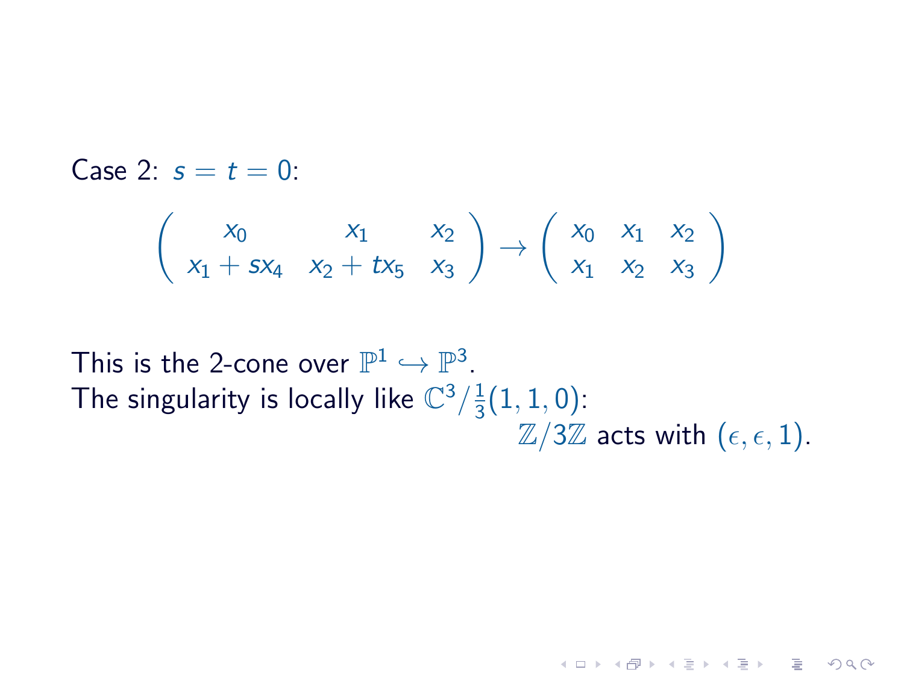Case 2: $s = t = 0$:

$$\begin{pmatrix} x_0 & x_1 & x_2 \\ x_1 + sx_4 & x_2 + tx_5 & x_3 \end{pmatrix} \to \begin{pmatrix} x_0 & x_1 & x_2 \\ x_1 & x_2 & x_3 \end{pmatrix}$$

This is the 2-cone over $\mathbb{P}^1 \hookrightarrow \mathbb{P}^3$.
The singularity is locally like $\mathbb{C}^3/\frac{1}{3}(1,1,0)$:
$\mathbb{Z}/3\mathbb{Z}$ acts with $(\epsilon, \epsilon, 1)$.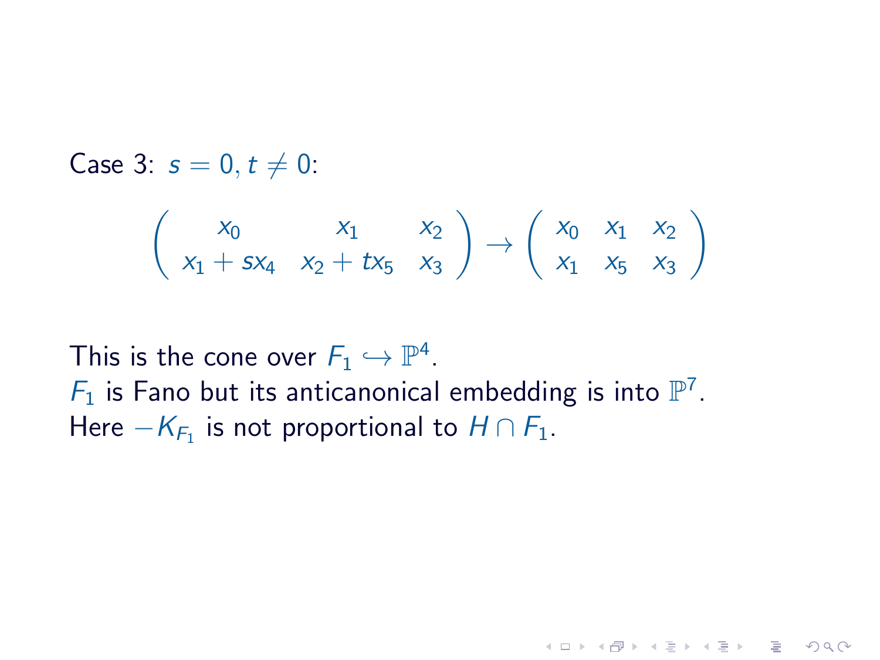Case 3: $s = 0, t \neq 0$:

$$\begin{pmatrix} x_0 & x_1 & x_2 \\ x_1 + sx_4 & x_2 + tx_5 & x_3 \end{pmatrix} \rightarrow \begin{pmatrix} x_0 & x_1 & x_2 \\ x_1 & x_5 & x_3 \end{pmatrix}$$

This is the cone over $F_1 \hookrightarrow \mathbb{P}^4$.
$F_1$ is Fano but its anticanonical embedding is into $\mathbb{P}^7$.
Here $-K_{F_1}$ is not proportional to $H \cap F_1$.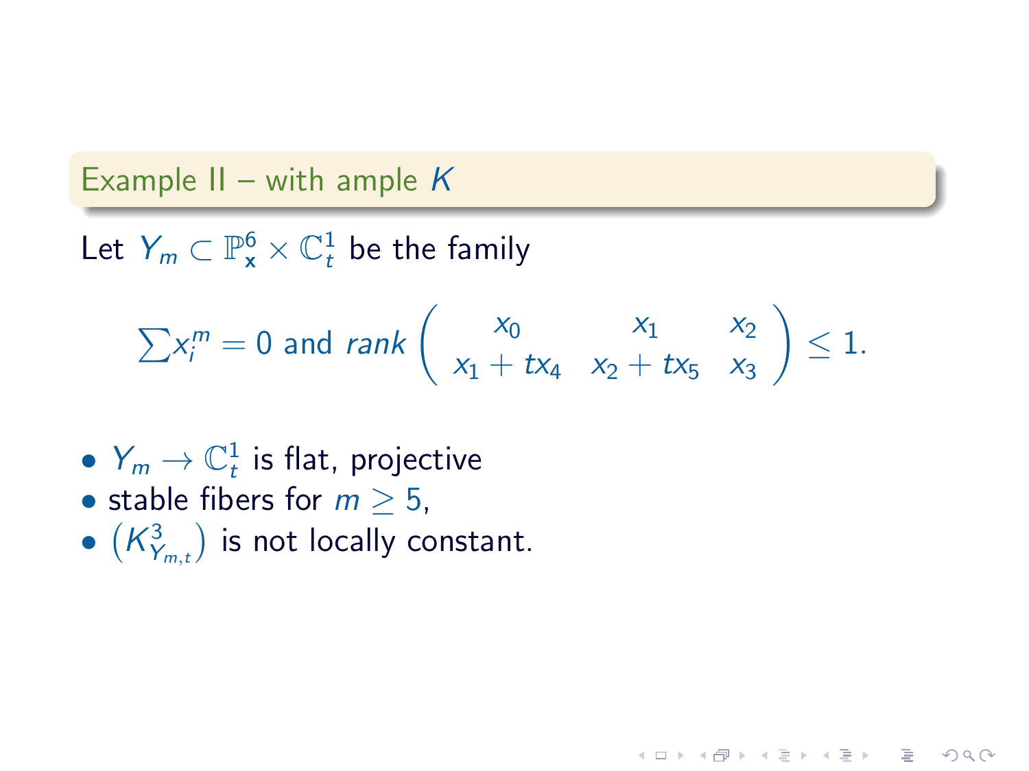## Example II – with ample $K$

Let $Y_m \subset \mathbb{P}^6_{\mathbf{x}} \times \mathbb{C}^1_t$ be the family

$$\sum x_i^m = 0 \text{ and } rank \begin{pmatrix} x_0 & x_1 & x_2 \\ x_1 + tx_4 & x_2 + tx_5 & x_3 \end{pmatrix} \leq 1.$$

- $Y_m \to \mathbb{C}^1_t$ is flat, projective
- stable fibers for $m \geq 5$,
- $\left(K^3_{Y_{m,t}}\right)$ is not locally constant.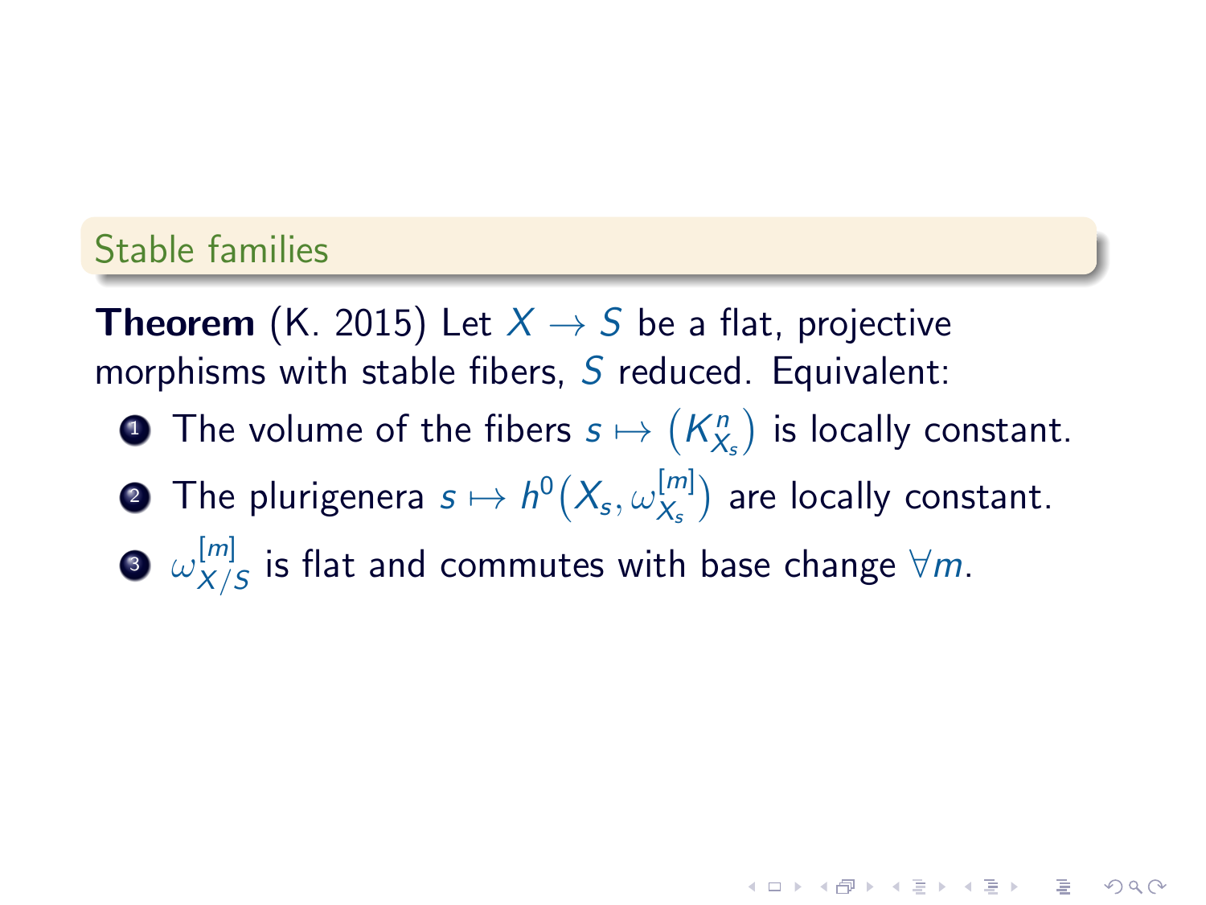## Stable families

**Theorem** (K. 2015) Let $X \to S$ be a flat, projective morphisms with stable fibers, $S$ reduced. Equivalent:

1. The volume of the fibers $s \mapsto \left(K_{X_s}^n\right)$ is locally constant.
2. The plurigenera $s \mapsto h^0\left(X_s, \omega_{X_s}^{[m]}\right)$ are locally constant.
3. $\omega_{X/S}^{[m]}$ is flat and commutes with base change $\forall m$.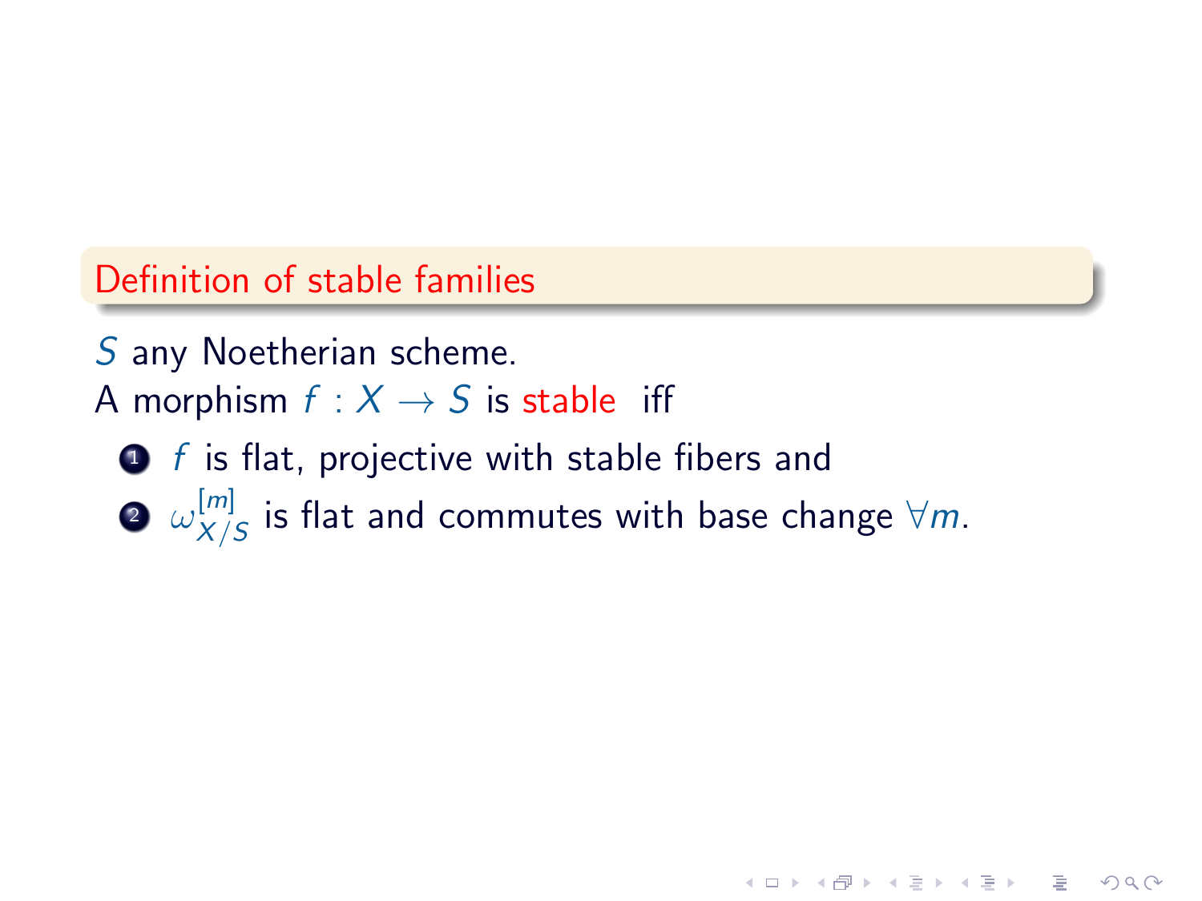## Definition of stable families

$S$ any Noetherian scheme.
A morphism $f : X \to S$ is **stable** iff

1. $f$ is flat, projective with stable fibers and
2. $\omega_{X/S}^{[m]}$ is flat and commutes with base change $\forall m$.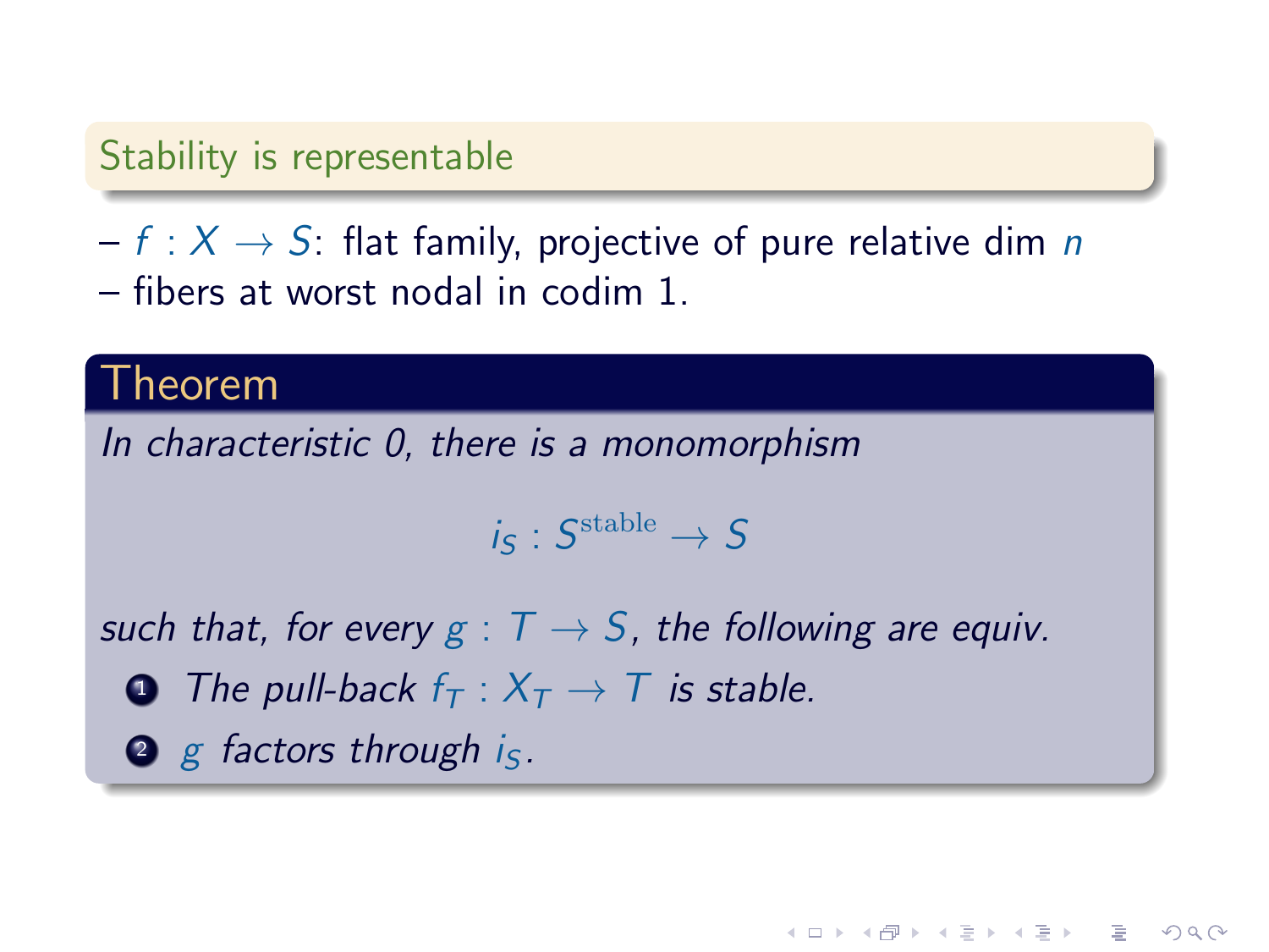## Stability is representable

– $f : X \to S$: flat family, projective of pure relative dim $n$
– fibers at worst nodal in codim 1.

### Theorem

*In characteristic 0, there is a monomorphism*

$$i_S : S^{\text{stable}} \to S$$

*such that, for every $g : T \to S$, the following are equiv.*

1. *The pull-back $f_T : X_T \to T$ is stable.*
2. *$g$ factors through $i_S$.*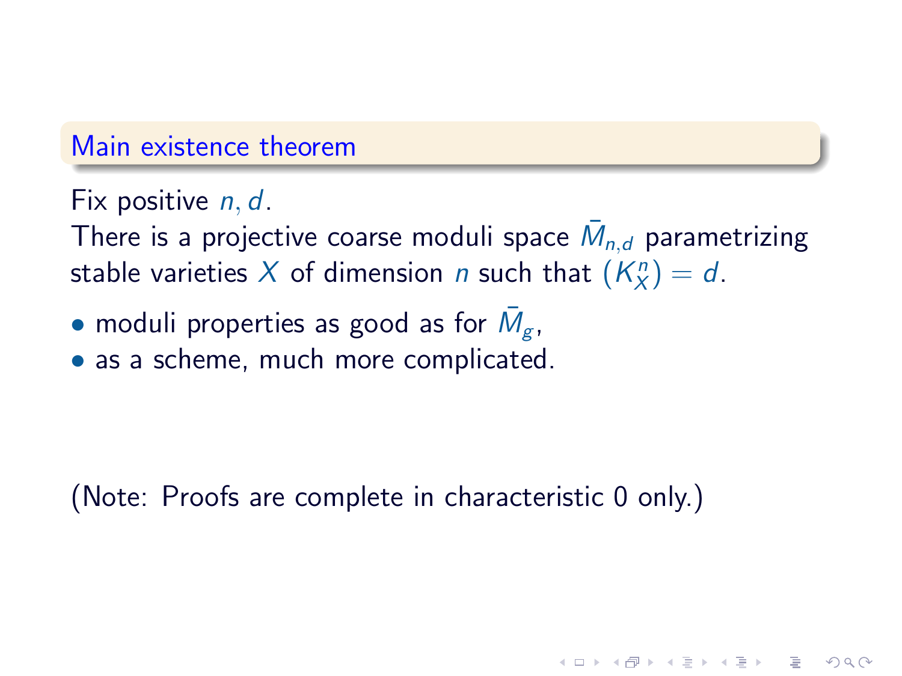## Main existence theorem

Fix positive $n, d$.
There is a projective coarse moduli space $\bar{M}_{n,d}$ parametrizing stable varieties $X$ of dimension $n$ such that $(K_X^n) = d$.

- moduli properties as good as for $\bar{M}_g$,
- as a scheme, much more complicated.

(Note: Proofs are complete in characteristic 0 only.)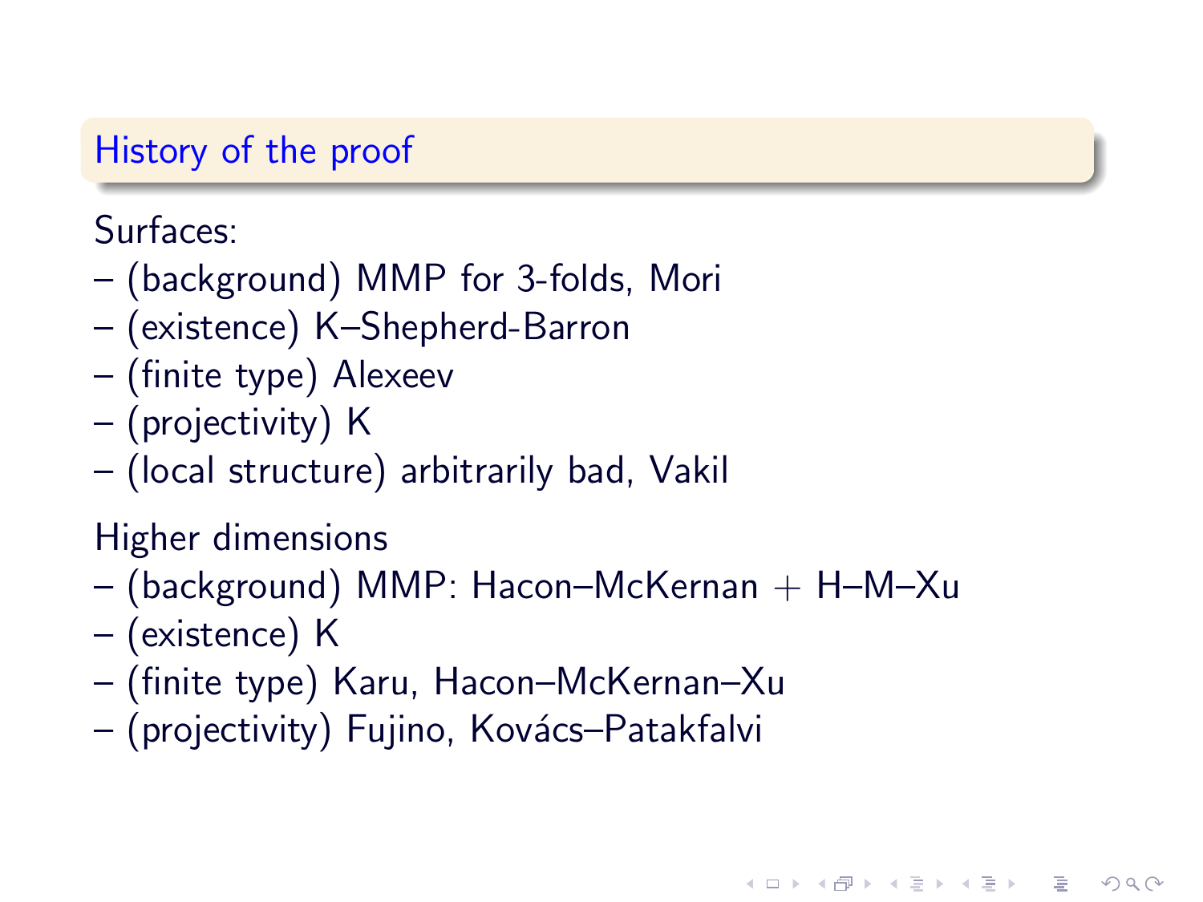## History of the proof

Surfaces:

– (background) MMP for 3-folds, Mori
– (existence) K–Shepherd-Barron
– (finite type) Alexeev
– (projectivity) K
– (local structure) arbitrarily bad, Vakil

Higher dimensions

– (background) MMP: Hacon–McKernan + H–M–Xu
– (existence) K
– (finite type) Karu, Hacon–McKernan–Xu
– (projectivity) Fujino, Kovács–Patakfalvi